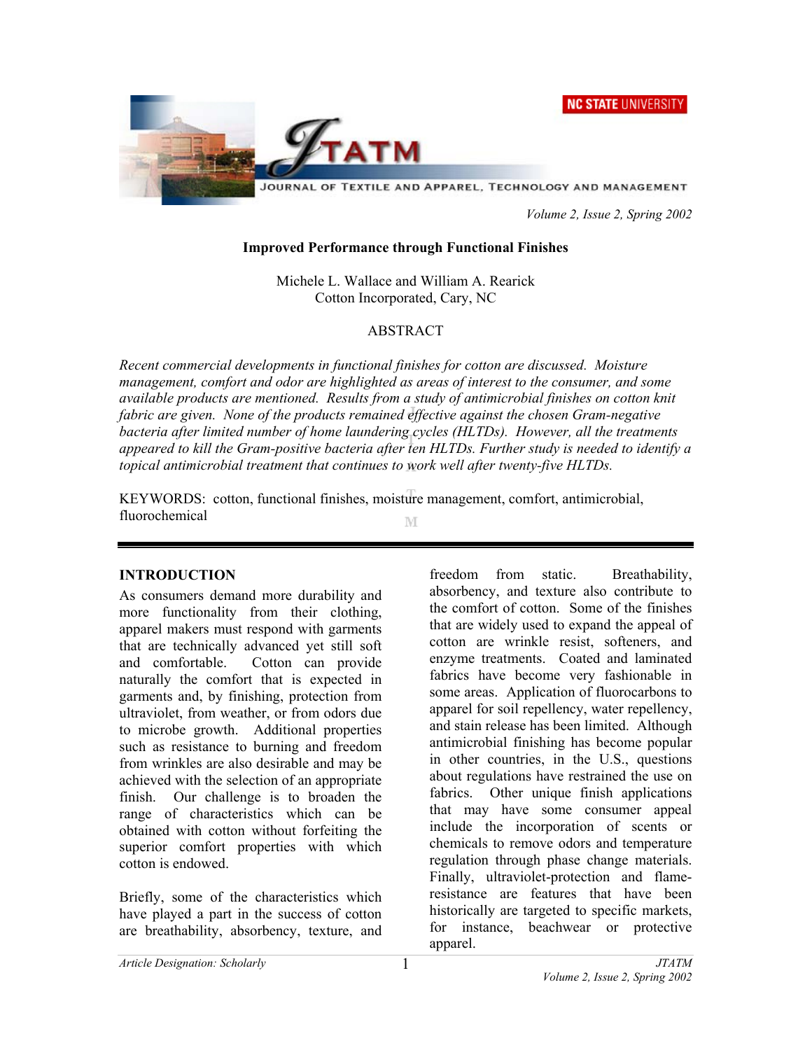# Improved Performance through Functional Finishes

Michele L. Wallace and William A. Rearick
Cotton Incorporated, Cary, NC

## ABSTRACT

*Recent commercial developments in functional finishes for cotton are discussed. Moisture management, comfort and odor are highlighted as areas of interest to the consumer, and some available products are mentioned. Results from a study of antimicrobial finishes on cotton knit fabric are given. None of the products remained effective against the chosen Gram-negative bacteria after limited number of home laundering cycles (HLTDs). However, all the treatments appeared to kill the Gram-positive bacteria after ten HLTDs. Further study is needed to identify a topical antimicrobial treatment that continues to work well after twenty-five HLTDs.*

KEYWORDS: cotton, functional finishes, moisture management, comfort, antimicrobial, fluorochemical

## INTRODUCTION

As consumers demand more durability and more functionality from their clothing, apparel makers must respond with garments that are technically advanced yet still soft and comfortable. Cotton can provide naturally the comfort that is expected in garments and, by finishing, protection from ultraviolet, from weather, or from odors due to microbe growth. Additional properties such as resistance to burning and freedom from wrinkles are also desirable and may be achieved with the selection of an appropriate finish. Our challenge is to broaden the range of characteristics which can be obtained with cotton without forfeiting the superior comfort properties with which cotton is endowed.

Briefly, some of the characteristics which have played a part in the success of cotton are breathability, absorbency, texture, and freedom from static. Breathability, absorbency, and texture also contribute to the comfort of cotton. Some of the finishes that are widely used to expand the appeal of cotton are wrinkle resist, softeners, and enzyme treatments. Coated and laminated fabrics have become very fashionable in some areas. Application of fluorocarbons to apparel for soil repellency, water repellency, and stain release has been limited. Although antimicrobial finishing has become popular in other countries, in the U.S., questions about regulations have restrained the use on fabrics. Other unique finish applications that may have some consumer appeal include the incorporation of scents or chemicals to remove odors and temperature regulation through phase change materials. Finally, ultraviolet-protection and flame-resistance are features that have been historically are targeted to specific markets, for instance, beachwear or protective apparel.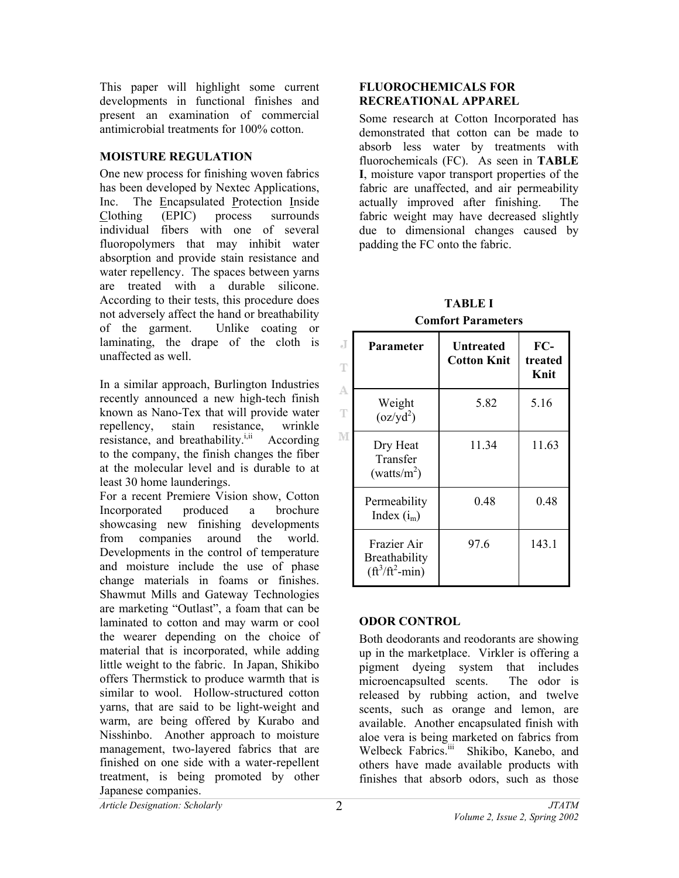This paper will highlight some current developments in functional finishes and present an examination of commercial antimicrobial treatments for 100% cotton.

## MOISTURE REGULATION

One new process for finishing woven fabrics has been developed by Nextec Applications, Inc. The Encapsulated Protection Inside Clothing (EPIC) process surrounds individual fibers with one of several fluoropolymers that may inhibit water absorption and provide stain resistance and water repellency. The spaces between yarns are treated with a durable silicone. According to their tests, this procedure does not adversely affect the hand or breathability of the garment. Unlike coating or laminating, the drape of the cloth is unaffected as well.

In a similar approach, Burlington Industries recently announced a new high-tech finish known as Nano-Tex that will provide water repellency, stain resistance, wrinkle resistance, and breathability.[i,ii] According to the company, the finish changes the fiber at the molecular level and is durable to at least 30 home launderings.

For a recent Premiere Vision show, Cotton Incorporated produced a brochure showcasing new finishing developments from companies around the world. Developments in the control of temperature and moisture include the use of phase change materials in foams or finishes. Shawmut Mills and Gateway Technologies are marketing "Outlast", a foam that can be laminated to cotton and may warm or cool the wearer depending on the choice of material that is incorporated, while adding little weight to the fabric. In Japan, Shikibo offers Thermstick to produce warmth that is similar to wool. Hollow-structured cotton yarns, that are said to be light-weight and warm, are being offered by Kurabo and Nisshinbo. Another approach to moisture management, two-layered fabrics that are finished on one side with a water-repellent treatment, is being promoted by other Japanese companies.

## FLUOROCHEMICALS FOR RECREATIONAL APPAREL

Some research at Cotton Incorporated has demonstrated that cotton can be made to absorb less water by treatments with fluorochemicals (FC). As seen in **TABLE I**, moisture vapor transport properties of the fabric are unaffected, and air permeability actually improved after finishing. The fabric weight may have decreased slightly due to dimensional changes caused by padding the FC onto the fabric.

**TABLE I**
**Comfort Parameters**

| Parameter | Untreated Cotton Knit | FC-treated Knit |
|---|---|---|
| Weight ($oz/yd^2$) | 5.82 | 5.16 |
| Dry Heat Transfer ($watts/m^2$) | 11.34 | 11.63 |
| Permeability Index ($i_m$) | 0.48 | 0.48 |
| Frazier Air Breathability ($ft^3/ft^2$-min) | 97.6 | 143.1 |

## ODOR CONTROL

Both deodorants and reodorants are showing up in the marketplace. Virkler is offering a pigment dyeing system that includes microencapsulted scents. The odor is released by rubbing action, and twelve scents, such as orange and lemon, are available. Another encapsulated finish with aloe vera is being marketed on fabrics from Welbeck Fabrics.[iii] Shikibo, Kanebo, and others have made available products with finishes that absorb odors, such as those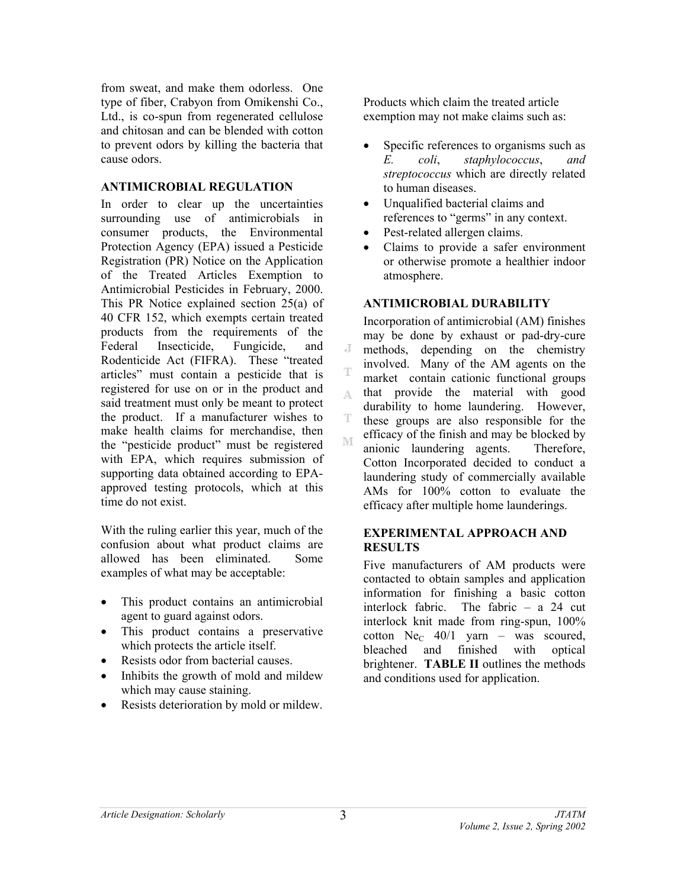from sweat, and make them odorless. One type of fiber, Crabyon from Omikenshi Co., Ltd., is co-spun from regenerated cellulose and chitosan and can be blended with cotton to prevent odors by killing the bacteria that cause odors.

## ANTIMICROBIAL REGULATION

In order to clear up the uncertainties surrounding use of antimicrobials in consumer products, the Environmental Protection Agency (EPA) issued a Pesticide Registration (PR) Notice on the Application of the Treated Articles Exemption to Antimicrobial Pesticides in February, 2000. This PR Notice explained section 25(a) of 40 CFR 152, which exempts certain treated products from the requirements of the Federal Insecticide, Fungicide, and Rodenticide Act (FIFRA). These "treated articles" must contain a pesticide that is registered for use on or in the product and said treatment must only be meant to protect the product. If a manufacturer wishes to make health claims for merchandise, then the "pesticide product" must be registered with EPA, which requires submission of supporting data obtained according to EPA-approved testing protocols, which at this time do not exist.

With the ruling earlier this year, much of the confusion about what product claims are allowed has been eliminated. Some examples of what may be acceptable:

- This product contains an antimicrobial agent to guard against odors.
- This product contains a preservative which protects the article itself.
- Resists odor from bacterial causes.
- Inhibits the growth of mold and mildew which may cause staining.
- Resists deterioration by mold or mildew.

Products which claim the treated article exemption may not make claims such as:

- Specific references to organisms such as *E. coli*, *staphylococcus*, *and streptococcus* which are directly related to human diseases.
- Unqualified bacterial claims and references to "germs" in any context.
- Pest-related allergen claims.
- Claims to provide a safer environment or otherwise promote a healthier indoor atmosphere.

## ANTIMICROBIAL DURABILITY

Incorporation of antimicrobial (AM) finishes may be done by exhaust or pad-dry-cure methods, depending on the chemistry involved. Many of the AM agents on the market contain cationic functional groups that provide the material with good durability to home laundering. However, these groups are also responsible for the efficacy of the finish and may be blocked by anionic laundering agents. Therefore, Cotton Incorporated decided to conduct a laundering study of commercially available AMs for 100% cotton to evaluate the efficacy after multiple home launderings.

## EXPERIMENTAL APPROACH AND RESULTS

Five manufacturers of AM products were contacted to obtain samples and application information for finishing a basic cotton interlock fabric. The fabric – a 24 cut interlock knit made from ring-spun, 100% cotton $Ne_C$ 40/1 yarn – was scoured, bleached and finished with optical brightener. **TABLE II** outlines the methods and conditions used for application.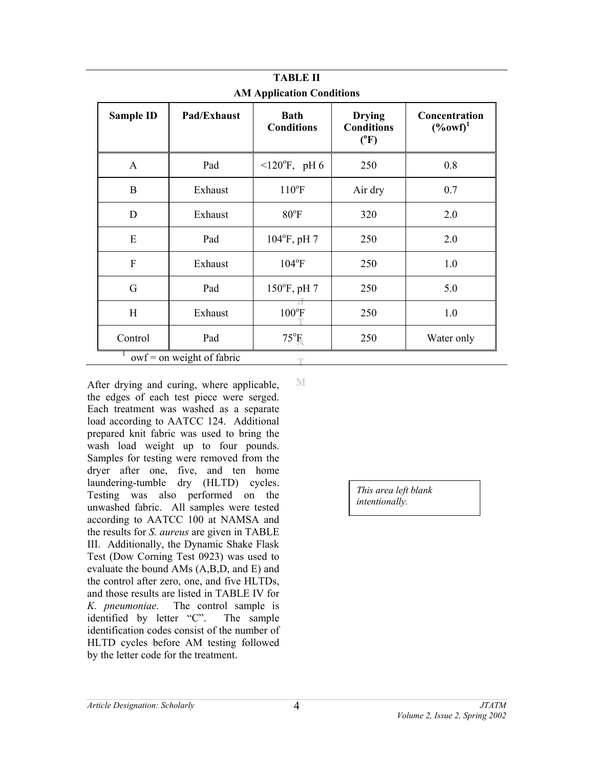**TABLE II**

**AM Application Conditions**

| Sample ID | Pad/Exhaust | Bath Conditions | Drying Conditions (°F) | Concentration (%owf)[1] |
|---|---|---|---|---|
| A | Pad | <120°F, pH 6 | 250 | 0.8 |
| B | Exhaust | 110°F | Air dry | 0.7 |
| D | Exhaust | 80°F | 320 | 2.0 |
| E | Pad | 104°F, pH 7 | 250 | 2.0 |
| F | Exhaust | 104°F | 250 | 1.0 |
| G | Pad | 150°F, pH 7 | 250 | 5.0 |
| H | Exhaust | 100°F | 250 | 1.0 |
| Control | Pad | 75°F | 250 | Water only |

[1] owf = on weight of fabric

After drying and curing, where applicable, the edges of each test piece were serged. Each treatment was washed as a separate load according to AATCC 124. Additional prepared knit fabric was used to bring the wash load weight up to four pounds. Samples for testing were removed from the dryer after one, five, and ten home laundering-tumble dry (HLTD) cycles. Testing was also performed on the unwashed fabric. All samples were tested according to AATCC 100 at NAMSA and the results for *S. aureus* are given in TABLE III. Additionally, the Dynamic Shake Flask Test (Dow Corning Test 0923) was used to evaluate the bound AMs (A,B,D, and E) and the control after zero, one, and five HLTDs, and those results are listed in TABLE IV for *K. pneumoniae*. The control sample is identified by letter "C". The sample identification codes consist of the number of HLTD cycles before AM testing followed by the letter code for the treatment.

*This area left blank intentionally.*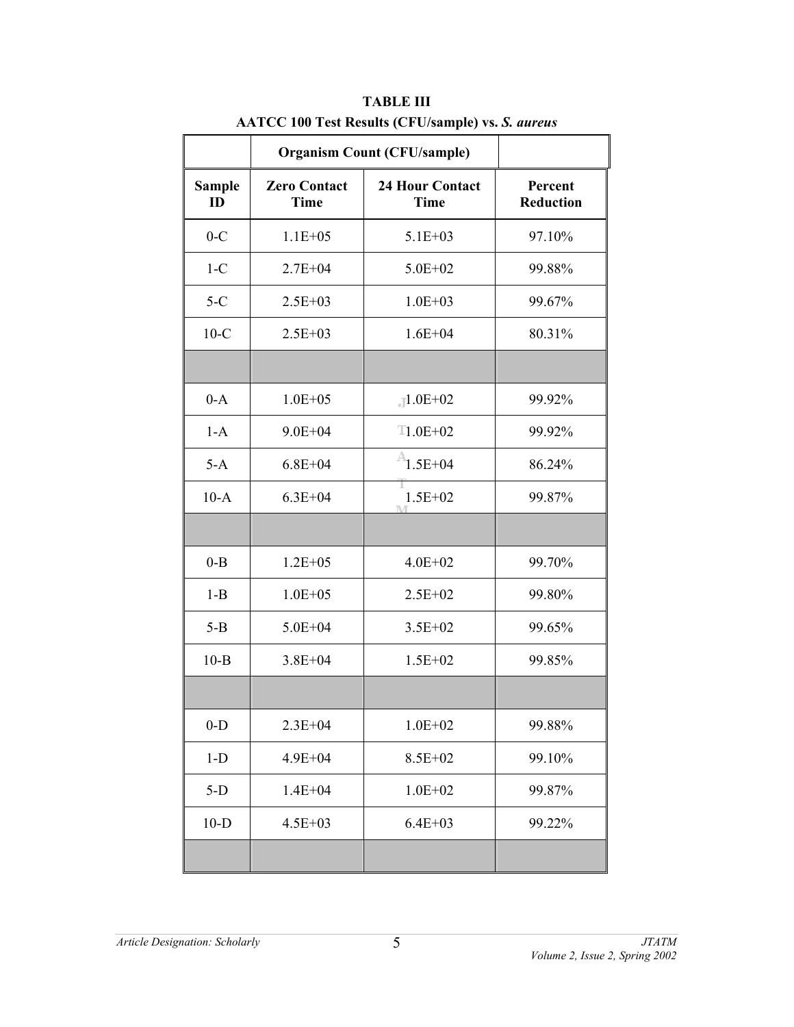**TABLE III**
**AATCC 100 Test Results (CFU/sample) vs. *S. aureus***

| | Organism Count (CFU/sample) | | |
|---|---|---|---|
| **Sample ID** | **Zero Contact Time** | **24 Hour Contact Time** | **Percent Reduction** |
| 0-C | 1.1E+05 | 5.1E+03 | 97.10% |
| 1-C | 2.7E+04 | 5.0E+02 | 99.88% |
| 5-C | 2.5E+03 | 1.0E+03 | 99.67% |
| 10-C | 2.5E+03 | 1.6E+04 | 80.31% |
| | | | |
| 0-A | 1.0E+05 | 1.0E+02 | 99.92% |
| 1-A | 9.0E+04 | 1.0E+02 | 99.92% |
| 5-A | 6.8E+04 | 1.5E+04 | 86.24% |
| 10-A | 6.3E+04 | 1.5E+02 | 99.87% |
| | | | |
| 0-B | 1.2E+05 | 4.0E+02 | 99.70% |
| 1-B | 1.0E+05 | 2.5E+02 | 99.80% |
| 5-B | 5.0E+04 | 3.5E+02 | 99.65% |
| 10-B | 3.8E+04 | 1.5E+02 | 99.85% |
| | | | |
| 0-D | 2.3E+04 | 1.0E+02 | 99.88% |
| 1-D | 4.9E+04 | 8.5E+02 | 99.10% |
| 5-D | 1.4E+04 | 1.0E+02 | 99.87% |
| 10-D | 4.5E+03 | 6.4E+03 | 99.22% |
| | | | |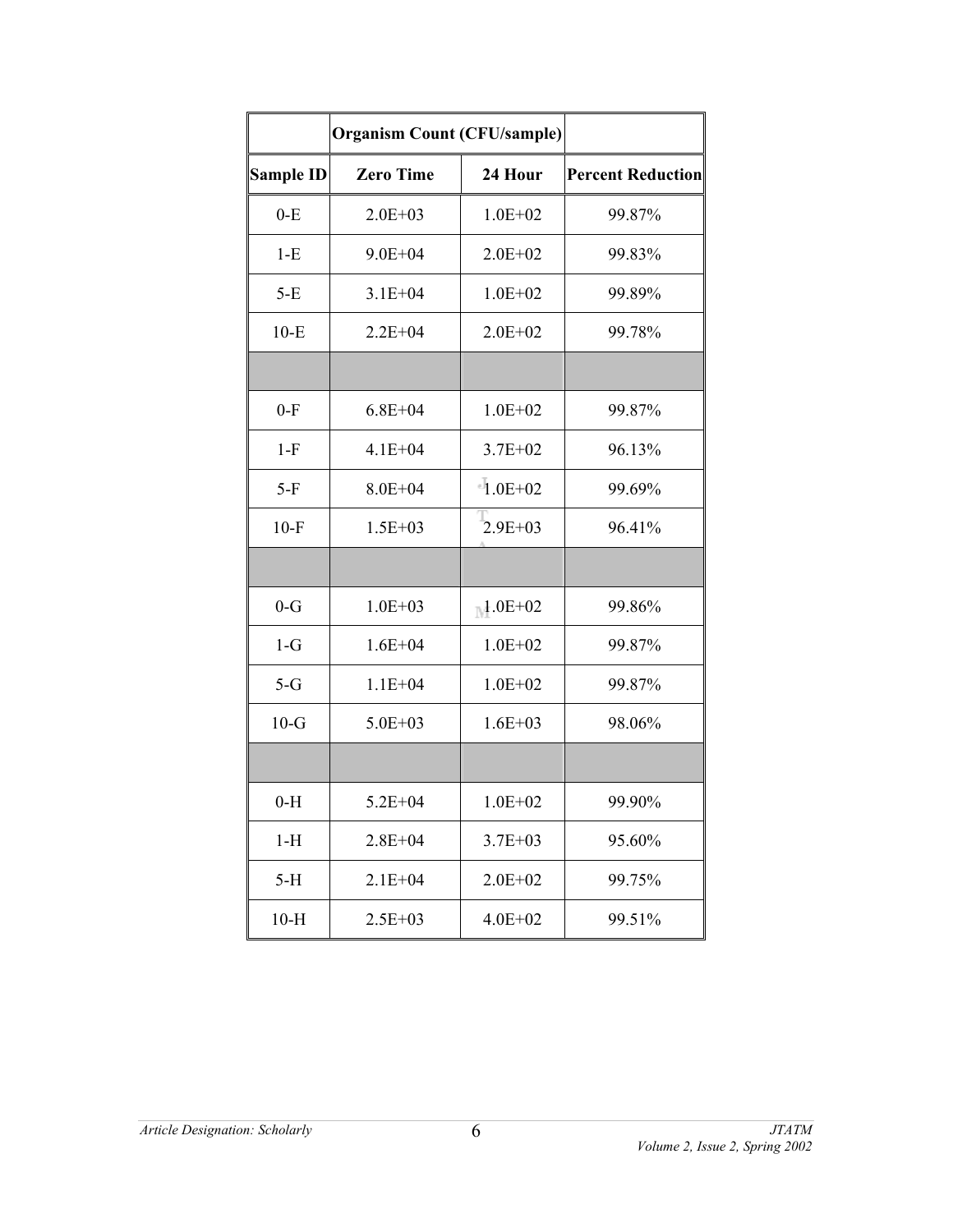| | Organism Count (CFU/sample) | | |
|---|---|---|---|
| **Sample ID** | **Zero Time** | **24 Hour** | **Percent Reduction** |
| 0-E | 2.0E+03 | 1.0E+02 | 99.87% |
| 1-E | 9.0E+04 | 2.0E+02 | 99.83% |
| 5-E | 3.1E+04 | 1.0E+02 | 99.89% |
| 10-E | 2.2E+04 | 2.0E+02 | 99.78% |
| | | | |
| 0-F | 6.8E+04 | 1.0E+02 | 99.87% |
| 1-F | 4.1E+04 | 3.7E+02 | 96.13% |
| 5-F | 8.0E+04 | 1.0E+02 | 99.69% |
| 10-F | 1.5E+03 | 2.9E+03 | 96.41% |
| | | | |
| 0-G | 1.0E+03 | 1.0E+02 | 99.86% |
| 1-G | 1.6E+04 | 1.0E+02 | 99.87% |
| 5-G | 1.1E+04 | 1.0E+02 | 99.87% |
| 10-G | 5.0E+03 | 1.6E+03 | 98.06% |
| | | | |
| 0-H | 5.2E+04 | 1.0E+02 | 99.90% |
| 1-H | 2.8E+04 | 3.7E+03 | 95.60% |
| 5-H | 2.1E+04 | 2.0E+02 | 99.75% |
| 10-H | 2.5E+03 | 4.0E+02 | 99.51% |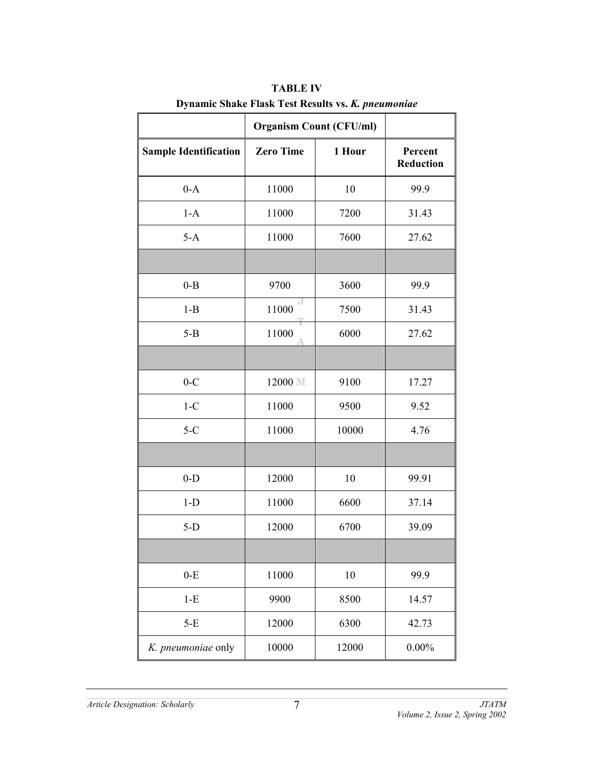**TABLE IV**

**Dynamic Shake Flask Test Results vs. *K. pneumoniae***

| | Organism Count (CFU/ml) | | |
|---|---|---|---|
| **Sample Identification** | **Zero Time** | **1 Hour** | **Percent Reduction** |
| 0-A | 11000 | 10 | 99.9 |
| 1-A | 11000 | 7200 | 31.43 |
| 5-A | 11000 | 7600 | 27.62 |
| | | | |
| 0-B | 9700 | 3600 | 99.9 |
| 1-B | 11000 | 7500 | 31.43 |
| 5-B | 11000 | 6000 | 27.62 |
| | | | |
| 0-C | 12000 | 9100 | 17.27 |
| 1-C | 11000 | 9500 | 9.52 |
| 5-C | 11000 | 10000 | 4.76 |
| | | | |
| 0-D | 12000 | 10 | 99.91 |
| 1-D | 11000 | 6600 | 37.14 |
| 5-D | 12000 | 6700 | 39.09 |
| | | | |
| 0-E | 11000 | 10 | 99.9 |
| 1-E | 9900 | 8500 | 14.57 |
| 5-E | 12000 | 6300 | 42.73 |
| *K. pneumoniae* only | 10000 | 12000 | 0.00% |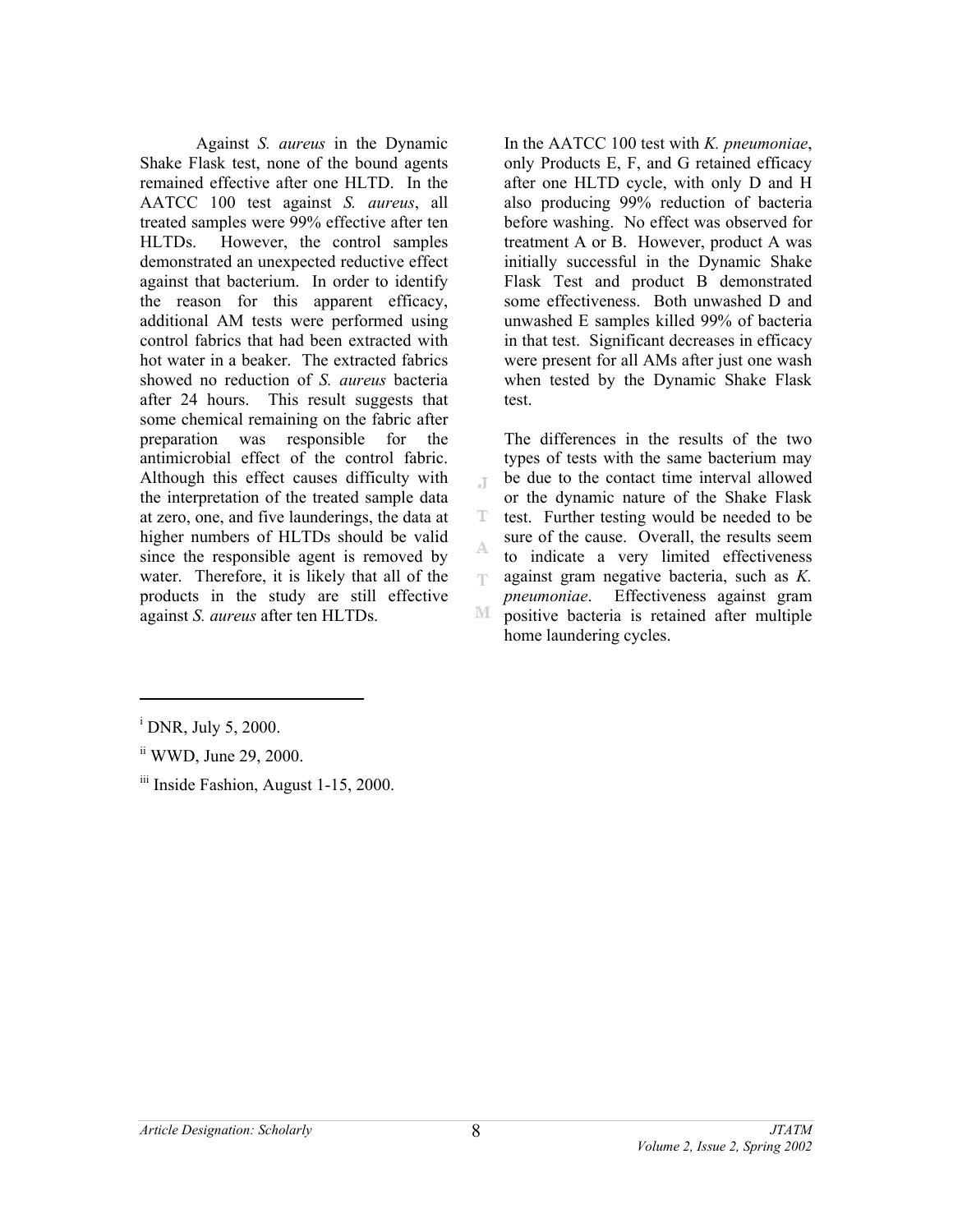Against *S. aureus* in the Dynamic Shake Flask test, none of the bound agents remained effective after one HLTD. In the AATCC 100 test against *S. aureus*, all treated samples were 99% effective after ten HLTDs. However, the control samples demonstrated an unexpected reductive effect against that bacterium. In order to identify the reason for this apparent efficacy, additional AM tests were performed using control fabrics that had been extracted with hot water in a beaker. The extracted fabrics showed no reduction of *S. aureus* bacteria after 24 hours. This result suggests that some chemical remaining on the fabric after preparation was responsible for the antimicrobial effect of the control fabric. Although this effect causes difficulty with the interpretation of the treated sample data at zero, one, and five launderings, the data at higher numbers of HLTDs should be valid since the responsible agent is removed by water. Therefore, it is likely that all of the products in the study are still effective against *S. aureus* after ten HLTDs.

In the AATCC 100 test with *K. pneumoniae*, only Products E, F, and G retained efficacy after one HLTD cycle, with only D and H also producing 99% reduction of bacteria before washing. No effect was observed for treatment A or B. However, product A was initially successful in the Dynamic Shake Flask Test and product B demonstrated some effectiveness. Both unwashed D and unwashed E samples killed 99% of bacteria in that test. Significant decreases in efficacy were present for all AMs after just one wash when tested by the Dynamic Shake Flask test.

The differences in the results of the two types of tests with the same bacterium may be due to the contact time interval allowed or the dynamic nature of the Shake Flask test. Further testing would be needed to be sure of the cause. Overall, the results seem to indicate a very limited effectiveness against gram negative bacteria, such as *K. pneumoniae*. Effectiveness against gram positive bacteria is retained after multiple home laundering cycles.

---

[i] DNR, July 5, 2000.

[ii] WWD, June 29, 2000.

[iii] Inside Fashion, August 1-15, 2000.